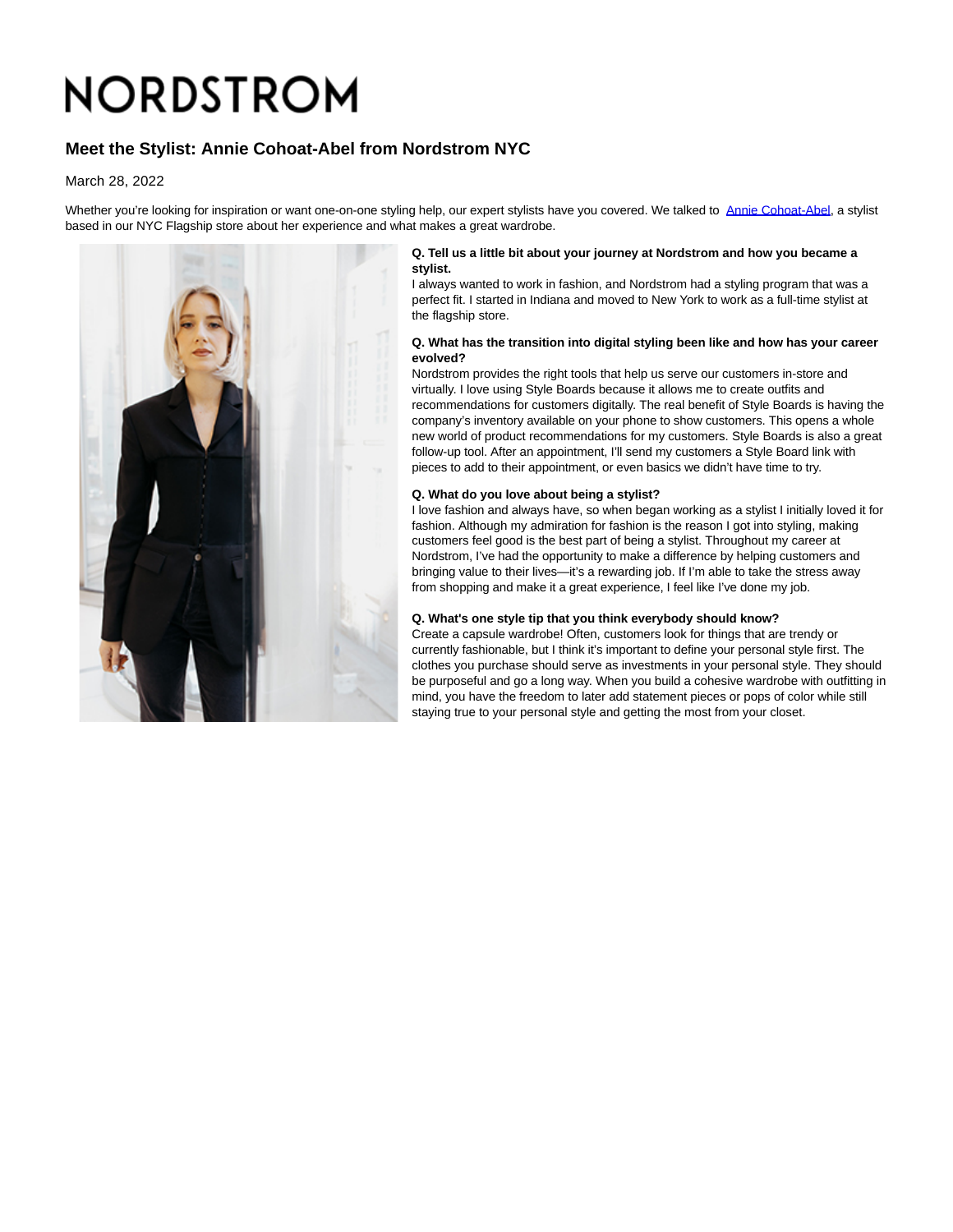# NORDSTROM

## Meet the Stylist: Annie Cohoat-Abel from Nordstrom NYC

March 28, 2022

Whether you're looking for inspiration or want one-on-one styling help, our expert stylists have you covered. We talked to Annie Cohoat-Abel, a stylist based in our NYC Flagship store about her experience and what makes a great wardrobe.

**Q. Tell us a little bit about your journey at Nordstrom and how you became a stylist.**
I always wanted to work in fashion, and Nordstrom had a styling program that was a perfect fit. I started in Indiana and moved to New York to work as a full-time stylist at the flagship store.

**Q. What has the transition into digital styling been like and how has your career evolved?**
Nordstrom provides the right tools that help us serve our customers in-store and virtually. I love using Style Boards because it allows me to create outfits and recommendations for customers digitally. The real benefit of Style Boards is having the company's inventory available on your phone to show customers. This opens a whole new world of product recommendations for my customers. Style Boards is also a great follow-up tool. After an appointment, I'll send my customers a Style Board link with pieces to add to their appointment, or even basics we didn't have time to try.

**Q. What do you love about being a stylist?**
I love fashion and always have, so when began working as a stylist I initially loved it for fashion. Although my admiration for fashion is the reason I got into styling, making customers feel good is the best part of being a stylist. Throughout my career at Nordstrom, I've had the opportunity to make a difference by helping customers and bringing value to their lives—it's a rewarding job. If I'm able to take the stress away from shopping and make it a great experience, I feel like I've done my job.

**Q. What's one style tip that you think everybody should know?**
Create a capsule wardrobe! Often, customers look for things that are trendy or currently fashionable, but I think it's important to define your personal style first. The clothes you purchase should serve as investments in your personal style. They should be purposeful and go a long way. When you build a cohesive wardrobe with outfitting in mind, you have the freedom to later add statement pieces or pops of color while still staying true to your personal style and getting the most from your closet.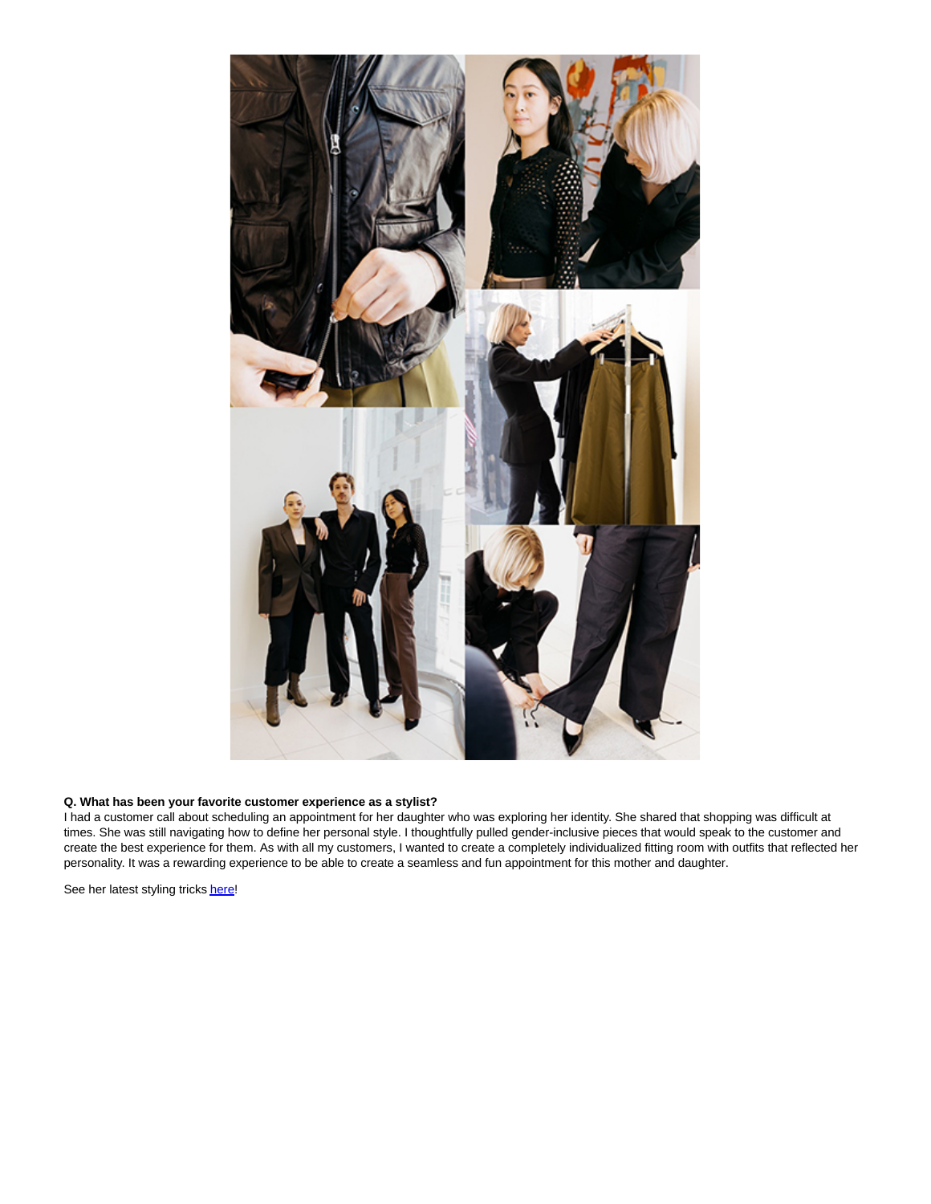**Q. What has been your favorite customer experience as a stylist?**
I had a customer call about scheduling an appointment for her daughter who was exploring her identity. She shared that shopping was difficult at times. She was still navigating how to define her personal style. I thoughtfully pulled gender-inclusive pieces that would speak to the customer and create the best experience for them. As with all my customers, I wanted to create a completely individualized fitting room with outfits that reflected her personality. It was a rewarding experience to be able to create a seamless and fun appointment for this mother and daughter.

See her latest styling tricks here!